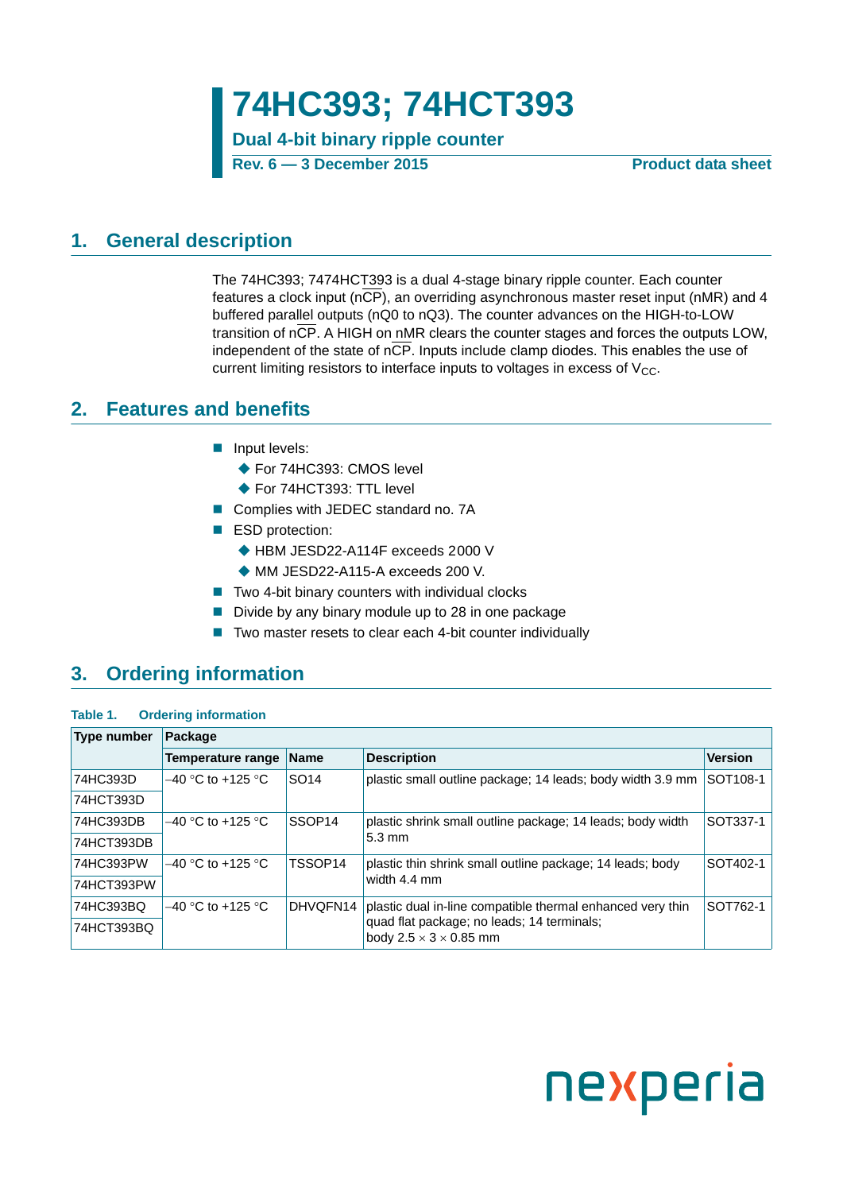# 74HC393; 74HCT393

**Dual 4-bit binary ripple counter**

**Rev. 6 — 3 December 2015** **Product data sheet**

## 1. General description

The 74HC393; 7474HCT393 is a dual 4-stage binary ripple counter. Each counter features a clock input (nCP), an overriding asynchronous master reset input (nMR) and 4 buffered parallel outputs (nQ0 to nQ3). The counter advances on the HIGH-to-LOW transition of nCP. A HIGH on nMR clears the counter stages and forces the outputs LOW, independent of the state of nCP. Inputs include clamp diodes. This enables the use of current limiting resistors to interface inputs to voltages in excess of $V_{CC}$.

## 2. Features and benefits

- Input levels:
  - For 74HC393: CMOS level
  - For 74HCT393: TTL level
- Complies with JEDEC standard no. 7A
- ESD protection:
  - HBM JESD22-A114F exceeds 2000 V
  - MM JESD22-A115-A exceeds 200 V.
- Two 4-bit binary counters with individual clocks
- Divide by any binary module up to 28 in one package
- Two master resets to clear each 4-bit counter individually

## 3. Ordering information

**Table 1. Ordering information**

| Type number | Package | | | |
|---|---|---|---|---|
| | Temperature range | Name | Description | Version |
| 74HC393D | –40 °C to +125 °C | SO14 | plastic small outline package; 14 leads; body width 3.9 mm | SOT108-1 |
| 74HCT393D | | | | |
| 74HC393DB | –40 °C to +125 °C | SSOP14 | plastic shrink small outline package; 14 leads; body width 5.3 mm | SOT337-1 |
| 74HCT393DB | | | | |
| 74HC393PW | –40 °C to +125 °C | TSSOP14 | plastic thin shrink small outline package; 14 leads; body width 4.4 mm | SOT402-1 |
| 74HCT393PW | | | | |
| 74HC393BQ | –40 °C to +125 °C | DHVQFN14 | plastic dual in-line compatible thermal enhanced very thin quad flat package; no leads; 14 terminals; body 2.5 × 3 × 0.85 mm | SOT762-1 |
| 74HCT393BQ | | | | |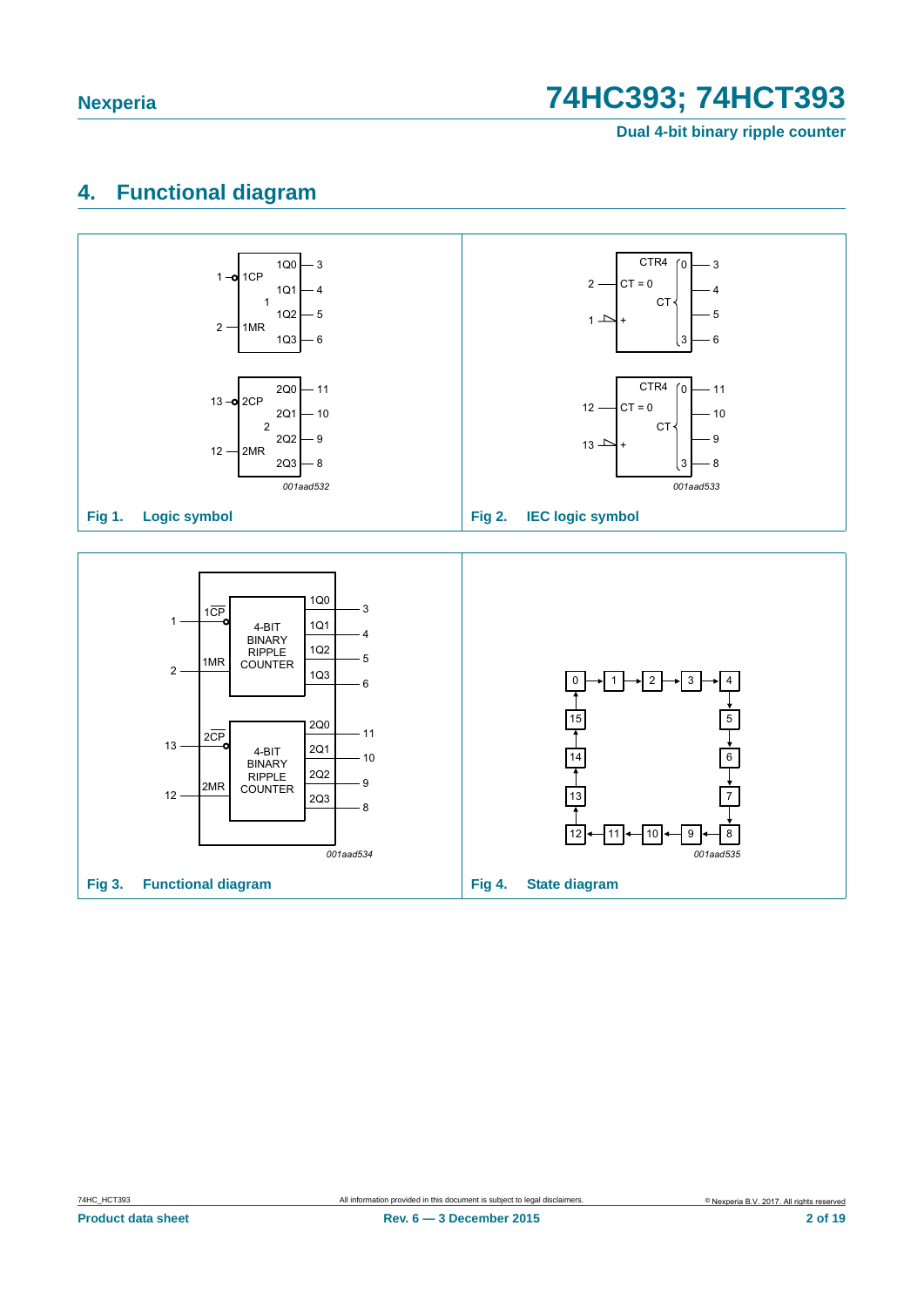## 4. Functional diagram

Fig 1. Logic symbol

Fig 2. IEC logic symbol

Fig 3. Functional diagram

Fig 4. State diagram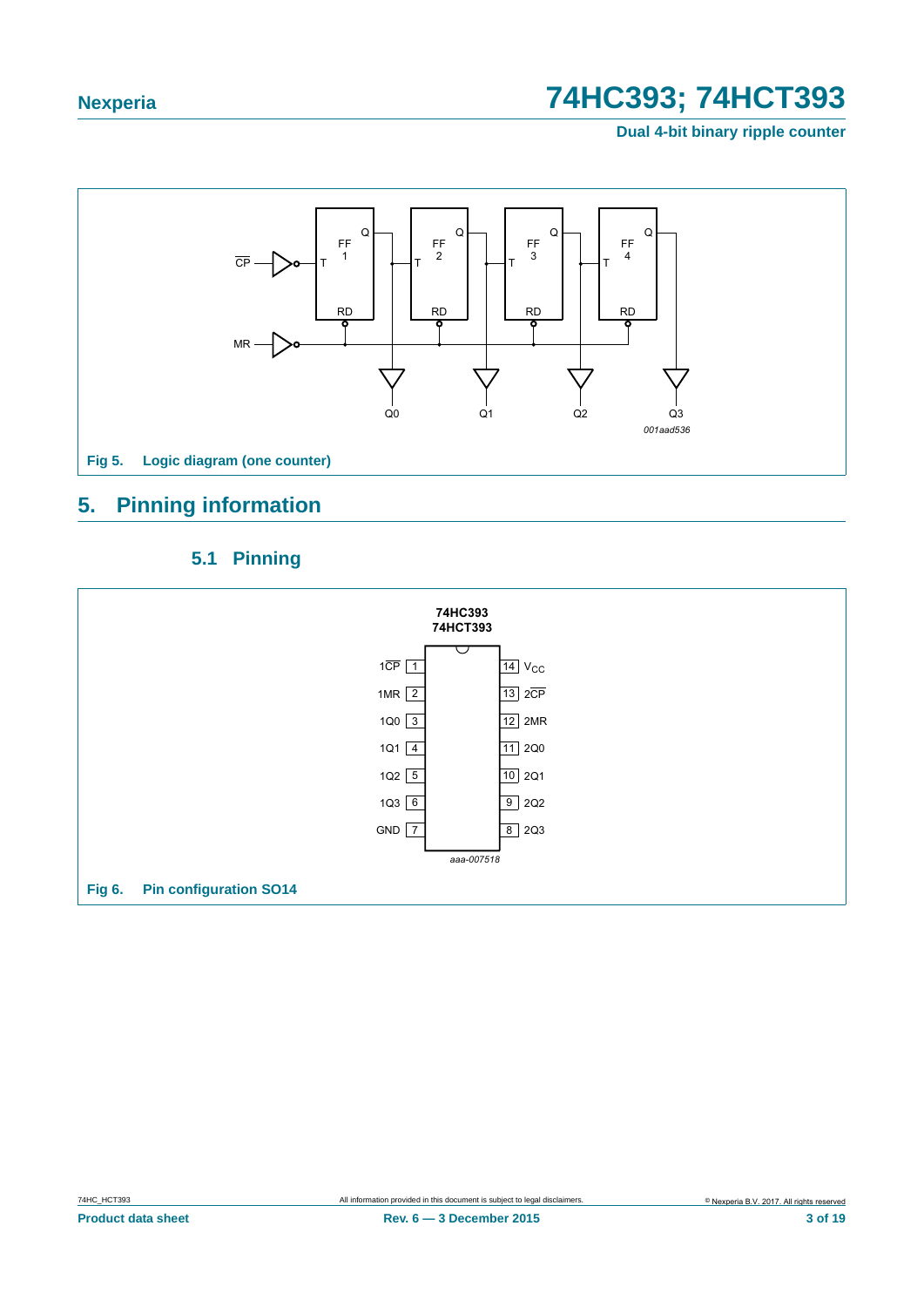Fig 5. Logic diagram (one counter)

## 5. Pinning information

### 5.1 Pinning

Fig 6. Pin configuration SO14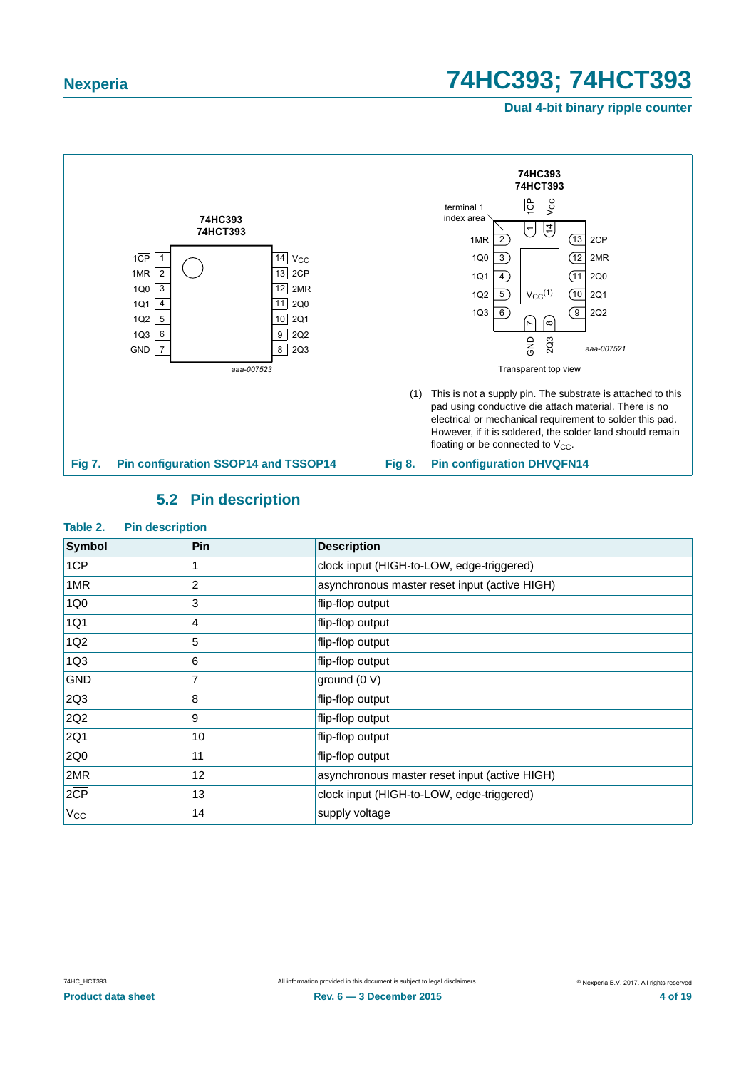74HC393
74HCT393

| | | | |
|---|---|---|---|
| $1\overline{CP}$ | 1 | 14 | $V_{CC}$ |
| 1MR | 2 | 13 | $2\overline{CP}$ |
| 1Q0 | 3 | 12 | 2MR |
| 1Q1 | 4 | 11 | 2Q0 |
| 1Q2 | 5 | 10 | 2Q1 |
| 1Q3 | 6 | 9 | 2Q2 |
| GND | 7 | 8 | 2Q3 |

aaa-007523

**Fig 7. Pin configuration SSOP14 and TSSOP14**

74HC393
74HCT393

terminal 1 index area

Transparent top view

aaa-007521

(1) This is not a supply pin. The substrate is attached to this pad using conductive die attach material. There is no electrical or mechanical requirement to solder this pad. However, if it is soldered, the solder land should remain floating or be connected to $V_{CC}$.

**Fig 8. Pin configuration DHVQFN14**

## 5.2 Pin description

**Table 2. Pin description**

| Symbol | Pin | Description |
|---|---|---|
| $1\overline{CP}$ | 1 | clock input (HIGH-to-LOW, edge-triggered) |
| 1MR | 2 | asynchronous master reset input (active HIGH) |
| 1Q0 | 3 | flip-flop output |
| 1Q1 | 4 | flip-flop output |
| 1Q2 | 5 | flip-flop output |
| 1Q3 | 6 | flip-flop output |
| GND | 7 | ground (0 V) |
| 2Q3 | 8 | flip-flop output |
| 2Q2 | 9 | flip-flop output |
| 2Q1 | 10 | flip-flop output |
| 2Q0 | 11 | flip-flop output |
| 2MR | 12 | asynchronous master reset input (active HIGH) |
| $2\overline{CP}$ | 13 | clock input (HIGH-to-LOW, edge-triggered) |
| $V_{CC}$ | 14 | supply voltage |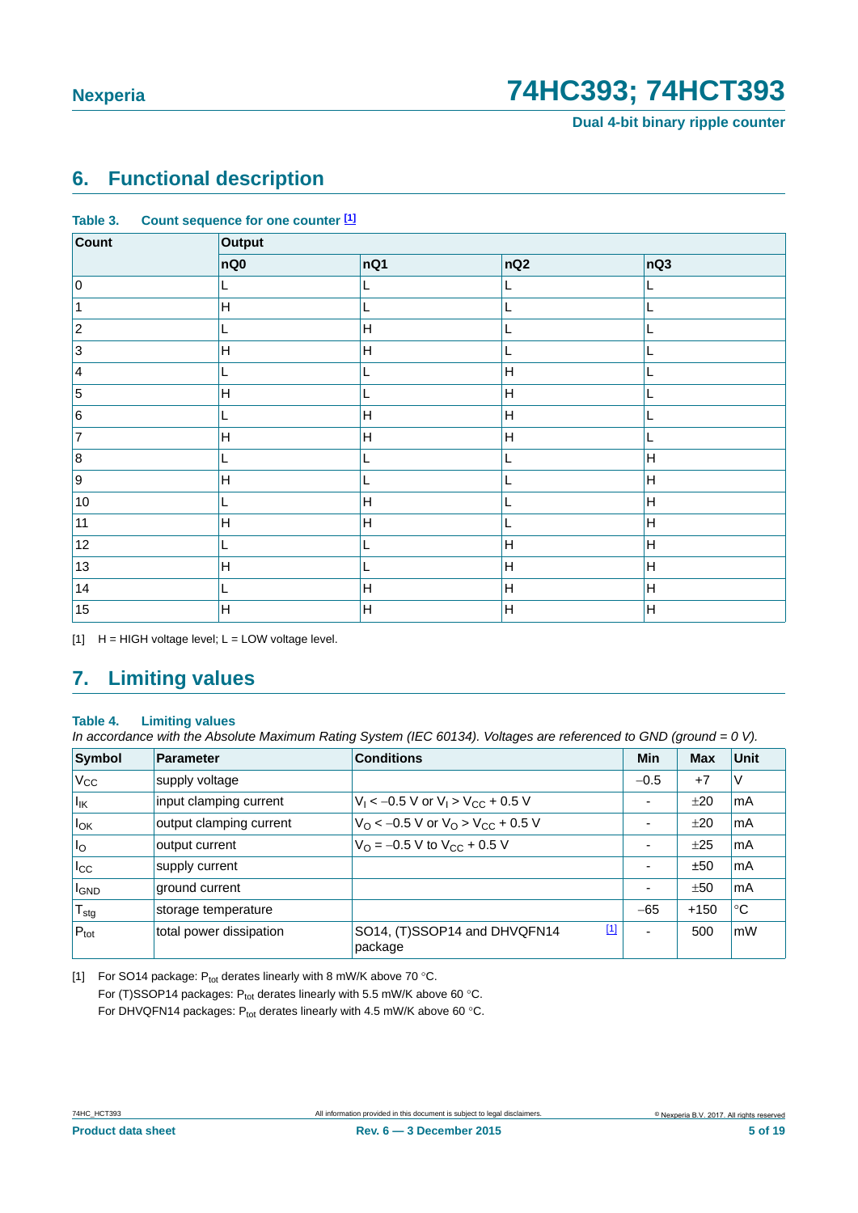## 6. Functional description

**Table 3. Count sequence for one counter [1]**

| Count | Output | | | |
|---|---|---|---|---|
| | nQ0 | nQ1 | nQ2 | nQ3 |
| 0 | L | L | L | L |
| 1 | H | L | L | L |
| 2 | L | H | L | L |
| 3 | H | H | L | L |
| 4 | L | L | H | L |
| 5 | H | L | H | L |
| 6 | L | H | H | L |
| 7 | H | H | H | L |
| 8 | L | L | L | H |
| 9 | H | L | L | H |
| 10 | L | H | L | H |
| 11 | H | H | L | H |
| 12 | L | L | H | H |
| 13 | H | L | H | H |
| 14 | L | H | H | H |
| 15 | H | H | H | H |

[1] H = HIGH voltage level; L = LOW voltage level.

## 7. Limiting values

**Table 4. Limiting values**

*In accordance with the Absolute Maximum Rating System (IEC 60134). Voltages are referenced to GND (ground = 0 V).*

| Symbol | Parameter | Conditions | Min | Max | Unit |
|---|---|---|---|---|---|
| $V_{CC}$ | supply voltage | | −0.5 | +7 | V |
| $I_{IK}$ | input clamping current | $V_I < -0.5$ V or $V_I > V_{CC} + 0.5$ V | - | ±20 | mA |
| $I_{OK}$ | output clamping current | $V_O < -0.5$ V or $V_O > V_{CC} + 0.5$ V | - | ±20 | mA |
| $I_O$ | output current | $V_O = -0.5$ V to $V_{CC} + 0.5$ V | - | ±25 | mA |
| $I_{CC}$ | supply current | | - | ±50 | mA |
| $I_{GND}$ | ground current | | - | ±50 | mA |
| $T_{stg}$ | storage temperature | | −65 | +150 | °C |
| $P_{tot}$ | total power dissipation | SO14, (T)SSOP14 and DHVQFN14 package [1] | - | 500 | mW |

[1] For SO14 package: $P_{tot}$ derates linearly with 8 mW/K above 70 °C.
For (T)SSOP14 packages: $P_{tot}$ derates linearly with 5.5 mW/K above 60 °C.
For DHVQFN14 packages: $P_{tot}$ derates linearly with 4.5 mW/K above 60 °C.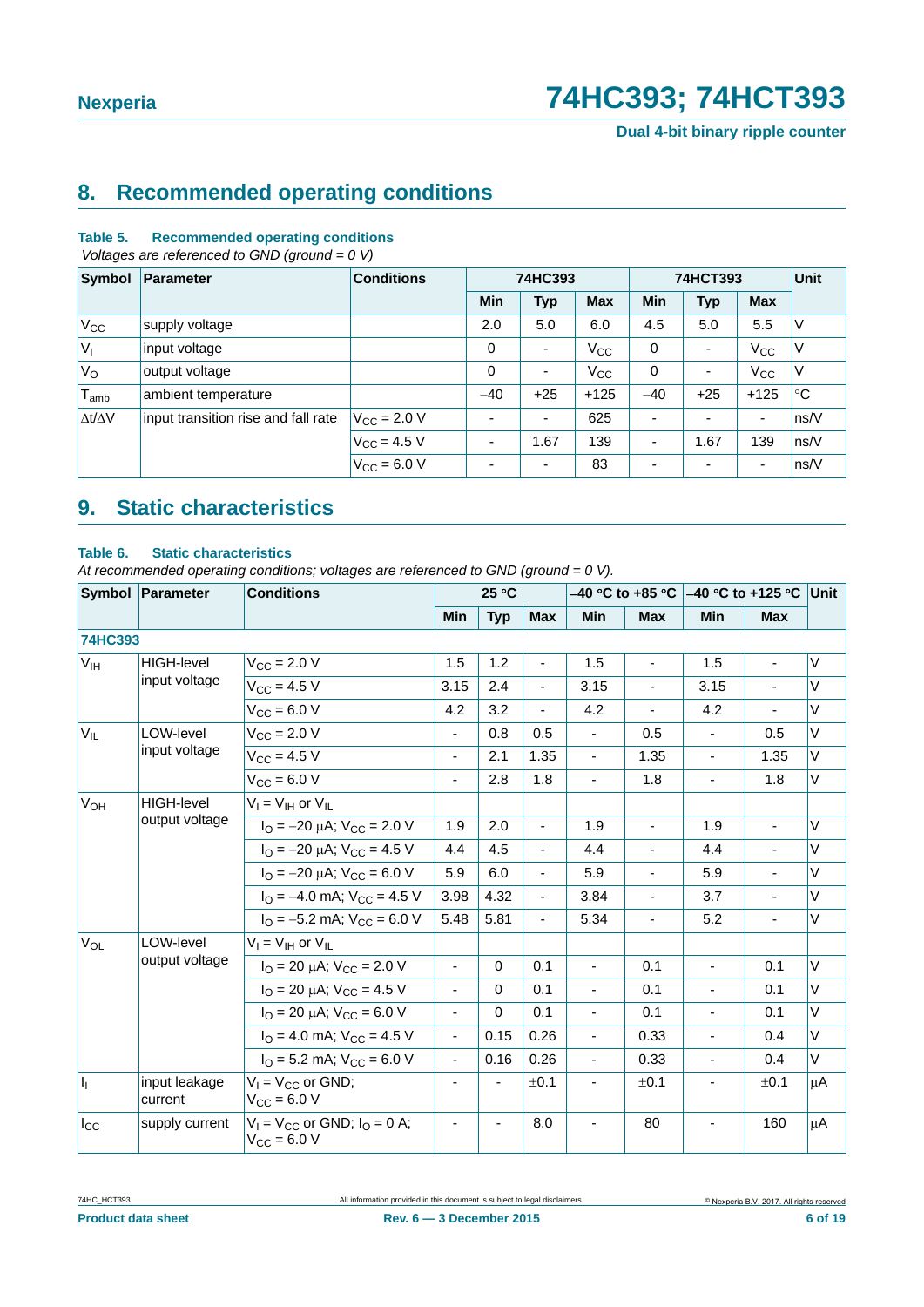## 8. Recommended operating conditions

**Table 5. Recommended operating conditions**

*Voltages are referenced to GND (ground = 0 V)*

| Symbol | Parameter | Conditions | 74HC393 | | | 74HCT393 | | | Unit |
|---|---|---|---|---|---|---|---|---|---|
| | | | Min | Typ | Max | Min | Typ | Max | |
| $V_{CC}$ | supply voltage | | 2.0 | 5.0 | 6.0 | 4.5 | 5.0 | 5.5 | V |
| $V_I$ | input voltage | | 0 | - | $V_{CC}$ | 0 | - | $V_{CC}$ | V |
| $V_O$ | output voltage | | 0 | - | $V_{CC}$ | 0 | - | $V_{CC}$ | V |
| $T_{amb}$ | ambient temperature | | −40 | +25 | +125 | −40 | +25 | +125 | °C |
| $\Delta t/\Delta V$ | input transition rise and fall rate | $V_{CC}$ = 2.0 V | - | - | 625 | - | - | - | ns/V |
| | | $V_{CC}$ = 4.5 V | - | 1.67 | 139 | - | 1.67 | 139 | ns/V |
| | | $V_{CC}$ = 6.0 V | - | - | 83 | - | - | - | ns/V |

## 9. Static characteristics

**Table 6. Static characteristics**

*At recommended operating conditions; voltages are referenced to GND (ground = 0 V).*

| Symbol | Parameter | Conditions | 25 °C | | | −40 °C to +85 °C | | −40 °C to +125 °C | | Unit |
|---|---|---|---|---|---|---|---|---|---|---|
| | | | Min | Typ | Max | Min | Max | Min | Max | |
| **74HC393** | | | | | | | | | | |
| $V_{IH}$ | HIGH-level input voltage | $V_{CC}$ = 2.0 V | 1.5 | 1.2 | - | 1.5 | - | 1.5 | - | V |
| | | $V_{CC}$ = 4.5 V | 3.15 | 2.4 | - | 3.15 | - | 3.15 | - | V |
| | | $V_{CC}$ = 6.0 V | 4.2 | 3.2 | - | 4.2 | - | 4.2 | - | V |
| $V_{IL}$ | LOW-level input voltage | $V_{CC}$ = 2.0 V | - | 0.8 | 0.5 | - | 0.5 | - | 0.5 | V |
| | | $V_{CC}$ = 4.5 V | - | 2.1 | 1.35 | - | 1.35 | - | 1.35 | V |
| | | $V_{CC}$ = 6.0 V | - | 2.8 | 1.8 | - | 1.8 | - | 1.8 | V |
| $V_{OH}$ | HIGH-level output voltage | $V_I = V_{IH}$ or $V_{IL}$ | | | | | | | | |
| | | $I_O$ = −20 μA; $V_{CC}$ = 2.0 V | 1.9 | 2.0 | - | 1.9 | - | 1.9 | - | V |
| | | $I_O$ = −20 μA; $V_{CC}$ = 4.5 V | 4.4 | 4.5 | - | 4.4 | - | 4.4 | - | V |
| | | $I_O$ = −20 μA; $V_{CC}$ = 6.0 V | 5.9 | 6.0 | - | 5.9 | - | 5.9 | - | V |
| | | $I_O$ = −4.0 mA; $V_{CC}$ = 4.5 V | 3.98 | 4.32 | - | 3.84 | - | 3.7 | - | V |
| | | $I_O$ = −5.2 mA; $V_{CC}$ = 6.0 V | 5.48 | 5.81 | - | 5.34 | - | 5.2 | - | V |
| $V_{OL}$ | LOW-level output voltage | $V_I = V_{IH}$ or $V_{IL}$ | | | | | | | | |
| | | $I_O$ = 20 μA; $V_{CC}$ = 2.0 V | - | 0 | 0.1 | - | 0.1 | - | 0.1 | V |
| | | $I_O$ = 20 μA; $V_{CC}$ = 4.5 V | - | 0 | 0.1 | - | 0.1 | - | 0.1 | V |
| | | $I_O$ = 20 μA; $V_{CC}$ = 6.0 V | - | 0 | 0.1 | - | 0.1 | - | 0.1 | V |
| | | $I_O$ = 4.0 mA; $V_{CC}$ = 4.5 V | - | 0.15 | 0.26 | - | 0.33 | - | 0.4 | V |
| | | $I_O$ = 5.2 mA; $V_{CC}$ = 6.0 V | - | 0.16 | 0.26 | - | 0.33 | - | 0.4 | V |
| $I_I$ | input leakage current | $V_I = V_{CC}$ or GND; $V_{CC}$ = 6.0 V | - | - | ±0.1 | - | ±0.1 | - | ±0.1 | μA |
| $I_{CC}$ | supply current | $V_I = V_{CC}$ or GND; $I_O$ = 0 A; $V_{CC}$ = 6.0 V | - | - | 8.0 | - | 80 | - | 160 | μA |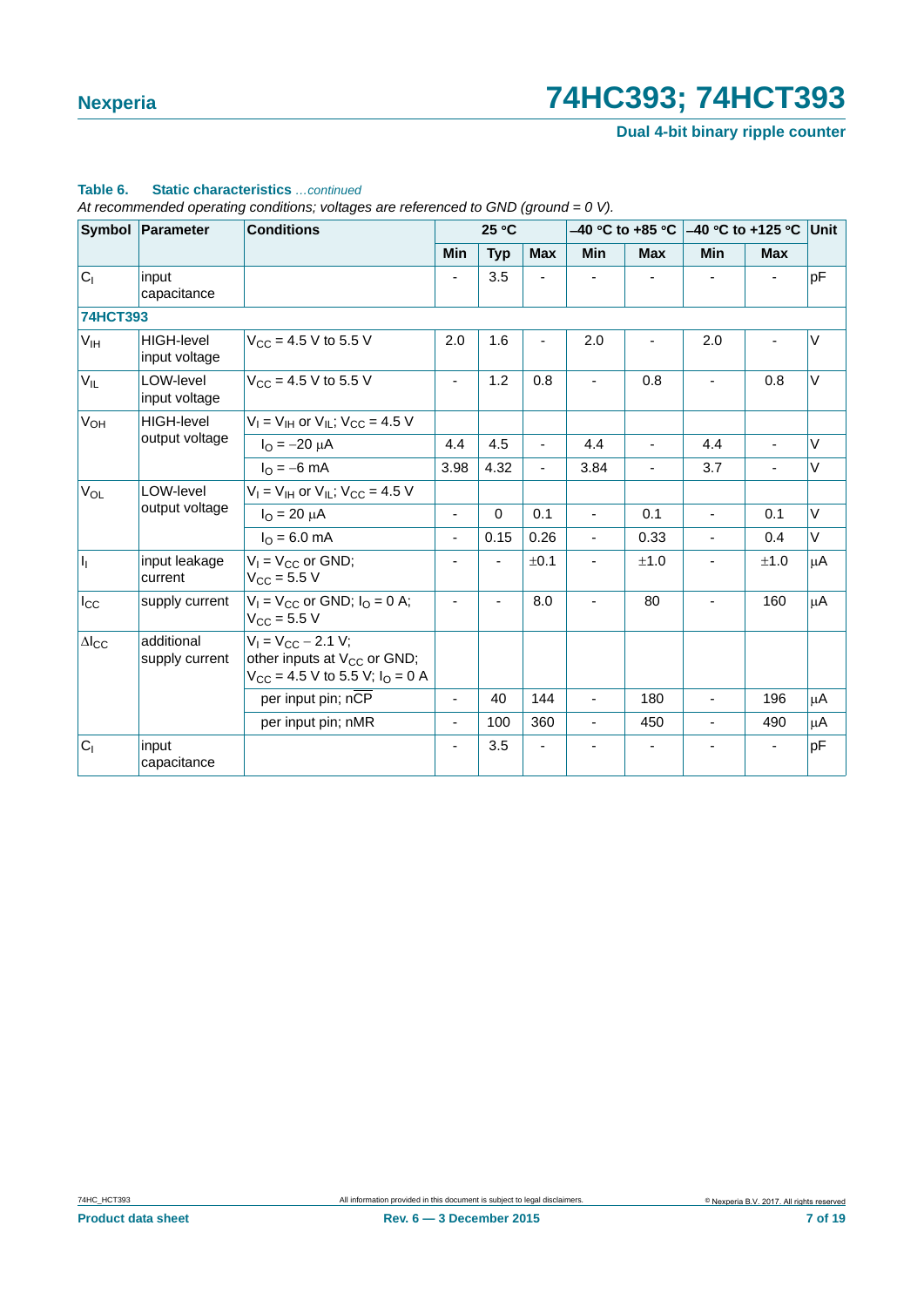**Table 6. Static characteristics** *...continued*

*At recommended operating conditions; voltages are referenced to GND (ground = 0 V).*

| Symbol | Parameter | Conditions | 25 °C | | | −40 °C to +85 °C | | −40 °C to +125 °C | | Unit |
|---|---|---|---|---|---|---|---|---|---|---|
| | | | Min | Typ | Max | Min | Max | Min | Max | |
| $C_I$ | input capacitance | | - | 3.5 | - | - | - | - | - | pF |
| **74HCT393** | | | | | | | | | | |
| $V_{IH}$ | HIGH-level input voltage | $V_{CC}$ = 4.5 V to 5.5 V | 2.0 | 1.6 | - | 2.0 | - | 2.0 | - | V |
| $V_{IL}$ | LOW-level input voltage | $V_{CC}$ = 4.5 V to 5.5 V | - | 1.2 | 0.8 | - | 0.8 | - | 0.8 | V |
| $V_{OH}$ | HIGH-level output voltage | $V_I = V_{IH}$ or $V_{IL}$; $V_{CC}$ = 4.5 V | | | | | | | | |
| | | $I_O$ = −20 μA | 4.4 | 4.5 | - | 4.4 | - | 4.4 | - | V |
| | | $I_O$ = −6 mA | 3.98 | 4.32 | - | 3.84 | - | 3.7 | - | V |
| $V_{OL}$ | LOW-level output voltage | $V_I = V_{IH}$ or $V_{IL}$; $V_{CC}$ = 4.5 V | | | | | | | | |
| | | $I_O$ = 20 μA | - | 0 | 0.1 | - | 0.1 | - | 0.1 | V |
| | | $I_O$ = 6.0 mA | - | 0.15 | 0.26 | - | 0.33 | - | 0.4 | V |
| $I_I$ | input leakage current | $V_I = V_{CC}$ or GND; $V_{CC}$ = 5.5 V | - | - | ±0.1 | - | ±1.0 | - | ±1.0 | μA |
| $I_{CC}$ | supply current | $V_I = V_{CC}$ or GND; $I_O$ = 0 A; $V_{CC}$ = 5.5 V | - | - | 8.0 | - | 80 | - | 160 | μA |
| $\Delta I_{CC}$ | additional supply current | $V_I = V_{CC} - 2.1$ V; other inputs at $V_{CC}$ or GND; $V_{CC}$ = 4.5 V to 5.5 V; $I_O$ = 0 A | | | | | | | | |
| | | per input pin; $n\overline{CP}$ | - | 40 | 144 | - | 180 | - | 196 | μA |
| | | per input pin; nMR | - | 100 | 360 | - | 450 | - | 490 | μA |
| $C_I$ | input capacitance | | - | 3.5 | - | - | - | - | - | pF |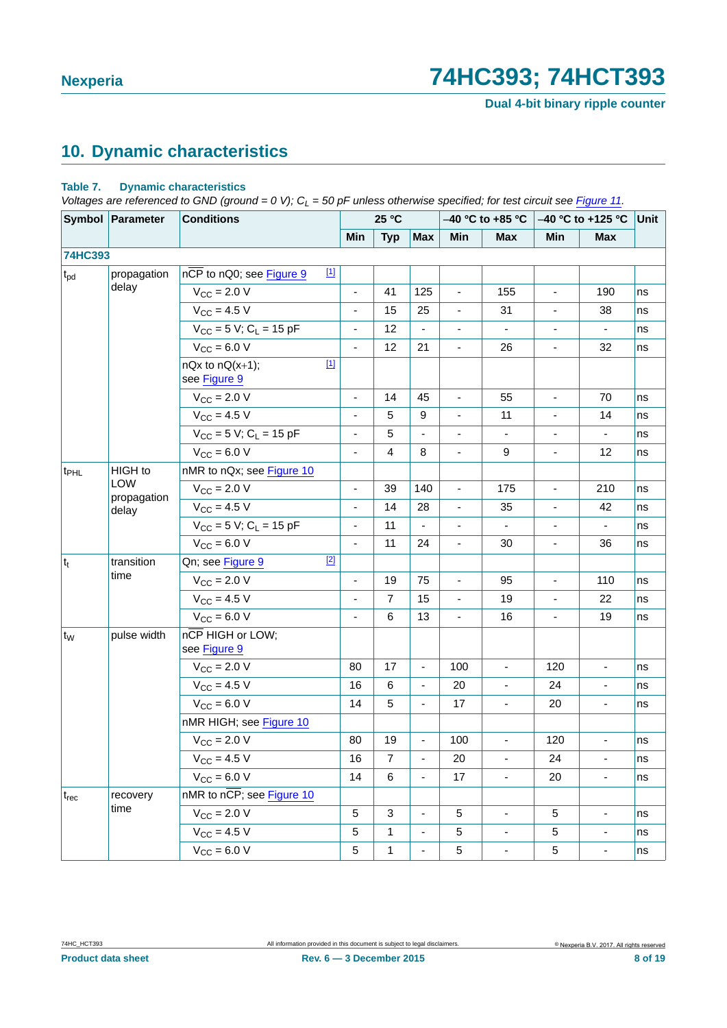## 10. Dynamic characteristics

**Table 7. Dynamic characteristics**

*Voltages are referenced to GND (ground = 0 V); $C_L$ = 50 pF unless otherwise specified; for test circuit see Figure 11.*

| Symbol | Parameter | Conditions | 25 °C | | | −40 °C to +85 °C | | −40 °C to +125 °C | | Unit |
|---|---|---|---|---|---|---|---|---|---|---|
| | | | Min | Typ | Max | Min | Max | Min | Max | |
| **74HC393** | | | | | | | | | | |
| $t_{pd}$ | propagation delay | $\overline{nCP}$ to nQ0; see Figure 9 [1] | | | | | | | | |
| | | $V_{CC}$ = 2.0 V | - | 41 | 125 | - | 155 | - | 190 | ns |
| | | $V_{CC}$ = 4.5 V | - | 15 | 25 | - | 31 | - | 38 | ns |
| | | $V_{CC}$ = 5 V; $C_L$ = 15 pF | - | 12 | - | - | - | - | - | ns |
| | | $V_{CC}$ = 6.0 V | - | 12 | 21 | - | 26 | - | 32 | ns |
| | | nQx to nQ(x+1); see Figure 9 [1] | | | | | | | | |
| | | $V_{CC}$ = 2.0 V | - | 14 | 45 | - | 55 | - | 70 | ns |
| | | $V_{CC}$ = 4.5 V | - | 5 | 9 | - | 11 | - | 14 | ns |
| | | $V_{CC}$ = 5 V; $C_L$ = 15 pF | - | 5 | - | - | - | - | - | ns |
| | | $V_{CC}$ = 6.0 V | - | 4 | 8 | - | 9 | - | 12 | ns |
| $t_{PHL}$ | HIGH to LOW propagation delay | nMR to nQx; see Figure 10 | | | | | | | | |
| | | $V_{CC}$ = 2.0 V | - | 39 | 140 | - | 175 | - | 210 | ns |
| | | $V_{CC}$ = 4.5 V | - | 14 | 28 | - | 35 | - | 42 | ns |
| | | $V_{CC}$ = 5 V; $C_L$ = 15 pF | - | 11 | - | - | - | - | - | ns |
| | | $V_{CC}$ = 6.0 V | - | 11 | 24 | - | 30 | - | 36 | ns |
| $t_t$ | transition time | Qn; see Figure 9 [2] | | | | | | | | |
| | | $V_{CC}$ = 2.0 V | - | 19 | 75 | - | 95 | - | 110 | ns |
| | | $V_{CC}$ = 4.5 V | - | 7 | 15 | - | 19 | - | 22 | ns |
| | | $V_{CC}$ = 6.0 V | - | 6 | 13 | - | 16 | - | 19 | ns |
| $t_W$ | pulse width | $\overline{nCP}$ HIGH or LOW; see Figure 9 | | | | | | | | |
| | | $V_{CC}$ = 2.0 V | 80 | 17 | - | 100 | - | 120 | - | ns |
| | | $V_{CC}$ = 4.5 V | 16 | 6 | - | 20 | - | 24 | - | ns |
| | | $V_{CC}$ = 6.0 V | 14 | 5 | - | 17 | - | 20 | - | ns |
| | | nMR HIGH; see Figure 10 | | | | | | | | |
| | | $V_{CC}$ = 2.0 V | 80 | 19 | - | 100 | - | 120 | - | ns |
| | | $V_{CC}$ = 4.5 V | 16 | 7 | - | 20 | - | 24 | - | ns |
| | | $V_{CC}$ = 6.0 V | 14 | 6 | - | 17 | - | 20 | - | ns |
| $t_{rec}$ | recovery time | nMR to $\overline{nCP}$; see Figure 10 | | | | | | | | |
| | | $V_{CC}$ = 2.0 V | 5 | 3 | - | 5 | - | 5 | - | ns |
| | | $V_{CC}$ = 4.5 V | 5 | 1 | - | 5 | - | 5 | - | ns |
| | | $V_{CC}$ = 6.0 V | 5 | 1 | - | 5 | - | 5 | - | ns |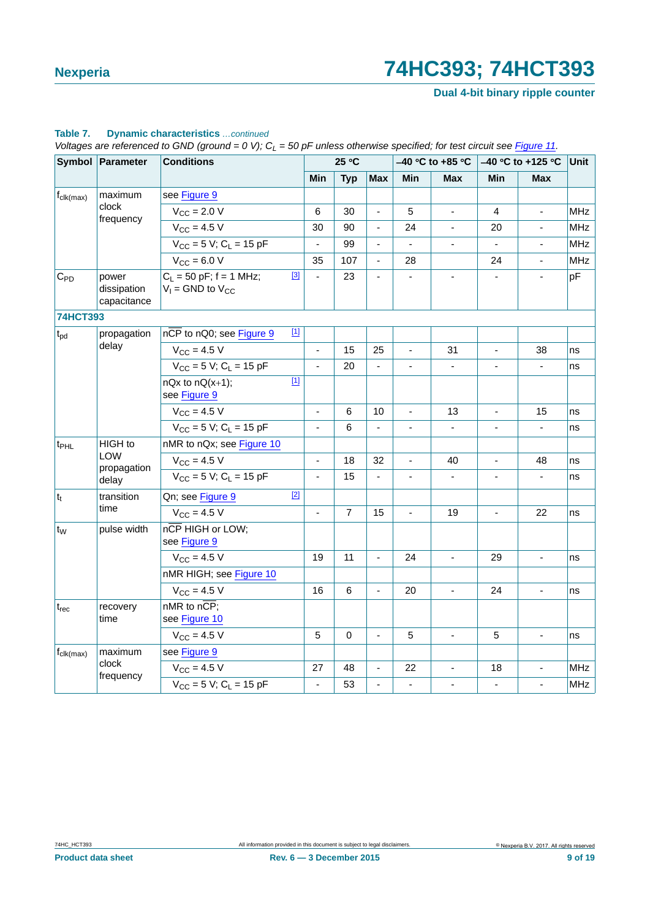**Table 7. Dynamic characteristics** *...continued*

*Voltages are referenced to GND (ground = 0 V); $C_L$ = 50 pF unless otherwise specified; for test circuit see Figure 11.*

| Symbol | Parameter | Conditions | 25 °C | | | −40 °C to +85 °C | | −40 °C to +125 °C | | Unit |
|---|---|---|---|---|---|---|---|---|---|---|
| | | | Min | Typ | Max | Min | Max | Min | Max | |
| $f_{clk(max)}$ | maximum clock frequency | see Figure 9 | | | | | | | | |
| | | $V_{CC}$ = 2.0 V | 6 | 30 | - | 5 | - | 4 | - | MHz |
| | | $V_{CC}$ = 4.5 V | 30 | 90 | - | 24 | - | 20 | - | MHz |
| | | $V_{CC}$ = 5 V; $C_L$ = 15 pF | - | 99 | - | - | - | - | - | MHz |
| | | $V_{CC}$ = 6.0 V | 35 | 107 | - | 28 | | 24 | - | MHz |
| $C_{PD}$ | power dissipation capacitance | $C_L$ = 50 pF; f = 1 MHz; $V_I$ = GND to $V_{CC}$ [3] | - | 23 | - | - | - | - | - | pF |
| **74HCT393** | | | | | | | | | | |
| $t_{pd}$ | propagation delay | $n\overline{CP}$ to nQ0; see Figure 9 [1] | | | | | | | | |
| | | $V_{CC}$ = 4.5 V | - | 15 | 25 | - | 31 | - | 38 | ns |
| | | $V_{CC}$ = 5 V; $C_L$ = 15 pF | - | 20 | - | - | - | - | - | ns |
| | | nQx to nQ(x+1); see Figure 9 [1] | | | | | | | | |
| | | $V_{CC}$ = 4.5 V | - | 6 | 10 | - | 13 | - | 15 | ns |
| | | $V_{CC}$ = 5 V; $C_L$ = 15 pF | - | 6 | - | - | - | - | - | ns |
| $t_{PHL}$ | HIGH to LOW propagation delay | nMR to nQx; see Figure 10 | | | | | | | | |
| | | $V_{CC}$ = 4.5 V | - | 18 | 32 | - | 40 | - | 48 | ns |
| | | $V_{CC}$ = 5 V; $C_L$ = 15 pF | - | 15 | - | - | - | - | - | ns |
| $t_t$ | transition time | Qn; see Figure 9 [2] | | | | | | | | |
| | | $V_{CC}$ = 4.5 V | - | 7 | 15 | - | 19 | - | 22 | ns |
| $t_W$ | pulse width | $n\overline{CP}$ HIGH or LOW; see Figure 9 | | | | | | | | |
| | | $V_{CC}$ = 4.5 V | 19 | 11 | - | 24 | - | 29 | - | ns |
| | | nMR HIGH; see Figure 10 | | | | | | | | |
| | | $V_{CC}$ = 4.5 V | 16 | 6 | - | 20 | - | 24 | - | ns |
| $t_{rec}$ | recovery time | nMR to $n\overline{CP}$; see Figure 10 | | | | | | | | |
| | | $V_{CC}$ = 4.5 V | 5 | 0 | - | 5 | - | 5 | - | ns |
| $f_{clk(max)}$ | maximum clock frequency | see Figure 9 | | | | | | | | |
| | | $V_{CC}$ = 4.5 V | 27 | 48 | - | 22 | - | 18 | - | MHz |
| | | $V_{CC}$ = 5 V; $C_L$ = 15 pF | - | 53 | - | - | - | - | - | MHz |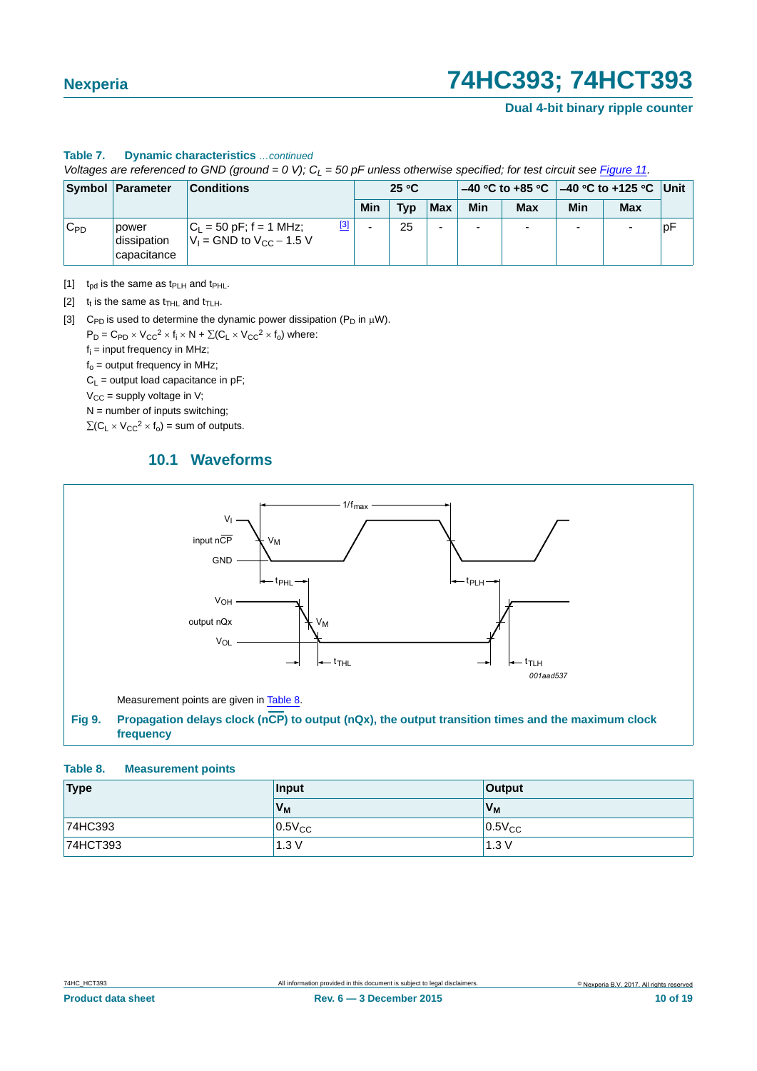**Table 7. Dynamic characteristics** *...continued*

*Voltages are referenced to GND (ground = 0 V); $C_L$ = 50 pF unless otherwise specified; for test circuit see Figure 11.*

| Symbol | Parameter | Conditions | 25 °C | | | −40 °C to +85 °C | | −40 °C to +125 °C | | Unit |
|---|---|---|---|---|---|---|---|---|---|---|
| | | | Min | Typ | Max | Min | Max | Min | Max | |
| $C_{PD}$ | power dissipation capacitance | $C_L$ = 50 pF; f = 1 MHz; $V_I$ = GND to $V_{CC}$ − 1.5 V [3] | - | 25 | - | - | - | - | - | pF |

[1] $t_{pd}$ is the same as $t_{PLH}$ and $t_{PHL}$.

[2] $t_t$ is the same as $t_{THL}$ and $t_{TLH}$.

[3] $C_{PD}$ is used to determine the dynamic power dissipation ($P_D$ in μW).

$P_D = C_{PD} \times V_{CC}^2 \times f_i \times N + \sum(C_L \times V_{CC}^2 \times f_o)$ where:

$f_i$ = input frequency in MHz;

$f_o$ = output frequency in MHz;

$C_L$ = output load capacitance in pF;

$V_{CC}$ = supply voltage in V;

N = number of inputs switching;

$\sum(C_L \times V_{CC}^2 \times f_o)$ = sum of outputs.

## 10.1 Waveforms

Measurement points are given in Table 8.

**Fig 9. Propagation delays clock ($n\overline{CP}$) to output (nQx), the output transition times and the maximum clock frequency**

**Table 8. Measurement points**

| Type | Input | Output |
|---|---|---|
| | $V_M$ | $V_M$ |
| 74HC393 | $0.5V_{CC}$ | $0.5V_{CC}$ |
| 74HCT393 | 1.3 V | 1.3 V |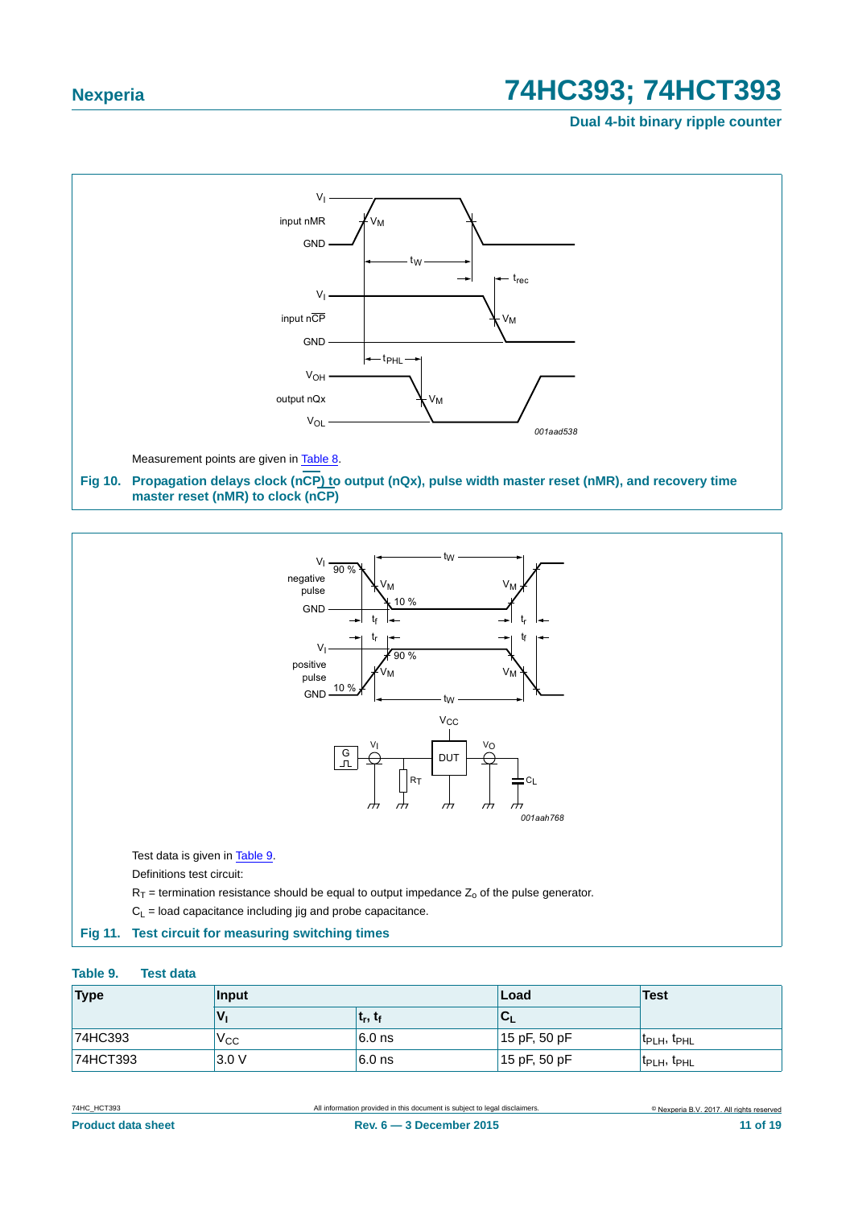Measurement points are given in Table 8.

**Fig 10. Propagation delays clock (nCP) to output (nQx), pulse width master reset (nMR), and recovery time master reset (nMR) to clock (nCP)**

Test data is given in Table 9.

Definitions test circuit:

$R_T$ = termination resistance should be equal to output impedance $Z_o$ of the pulse generator.

$C_L$ = load capacitance including jig and probe capacitance.

**Fig 11. Test circuit for measuring switching times**

**Table 9. Test data**

| Type | Input | | Load | Test |
|---|---|---|---|---|
| | $V_I$ | $t_r$, $t_f$ | $C_L$ | |
| 74HC393 | $V_{CC}$ | 6.0 ns | 15 pF, 50 pF | $t_{PLH}$, $t_{PHL}$ |
| 74HCT393 | 3.0 V | 6.0 ns | 15 pF, 50 pF | $t_{PLH}$, $t_{PHL}$ |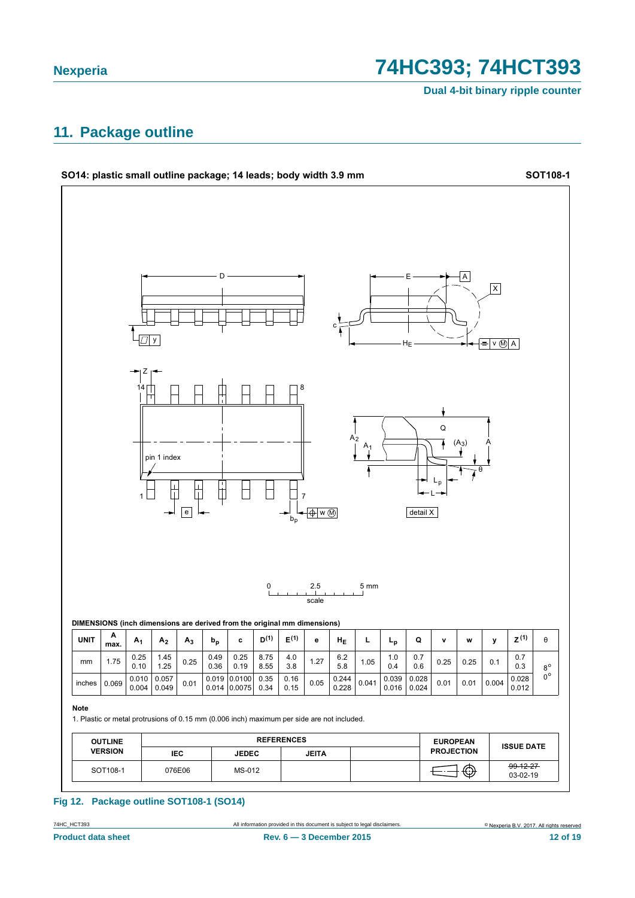## 11. Package outline

**SO14: plastic small outline package; 14 leads; body width 3.9 mm** **SOT108-1**

DIMENSIONS (inch dimensions are derived from the original mm dimensions)

| UNIT | A max. | $A_1$ | $A_2$ | $A_3$ | $b_p$ | c | D(1) | E(1) | e | $H_E$ | L | $L_p$ | Q | v | w | y | Z(1) | θ |
|---|---|---|---|---|---|---|---|---|---|---|---|---|---|---|---|---|---|---|
| mm | 1.75 | 0.25<br>0.10 | 1.45<br>1.25 | 0.25 | 0.49<br>0.36 | 0.25<br>0.19 | 8.75<br>8.55 | 4.0<br>3.8 | 1.27 | 6.2<br>5.8 | 1.05 | 1.0<br>0.4 | 0.7<br>0.6 | 0.25 | 0.25 | 0.1 | 0.7<br>0.3 | 8°<br>0° |
| inches | 0.069 | 0.010<br>0.004 | 0.057<br>0.049 | 0.01 | 0.019<br>0.014 | 0.0100<br>0.0075 | 0.35<br>0.34 | 0.16<br>0.15 | 0.05 | 0.244<br>0.228 | 0.041 | 0.039<br>0.016 | 0.028<br>0.024 | 0.01 | 0.01 | 0.004 | 0.028<br>0.012 | |

**Note**

1. Plastic or metal protrusions of 0.15 mm (0.006 inch) maximum per side are not included.

| OUTLINE VERSION | REFERENCES | | | | EUROPEAN PROJECTION | ISSUE DATE |
|---|---|---|---|---|---|---|
| | IEC | JEDEC | JEITA | | | |
| SOT108-1 | 076E06 | MS-012 | | | | ~~99-12-27~~<br>03-02-19 |

**Fig 12. Package outline SOT108-1 (SO14)**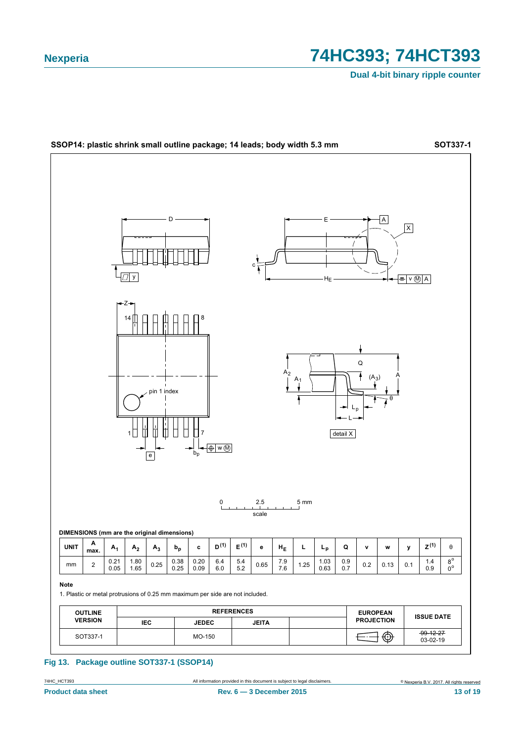**SSOP14: plastic shrink small outline package; 14 leads; body width 5.3 mm** **SOT337-1**

**DIMENSIONS (mm are the original dimensions)**

| UNIT | A max. | $A_1$ | $A_2$ | $A_3$ | $b_p$ | c | $D^{(1)}$ | $E^{(1)}$ | e | $H_E$ | L | $L_p$ | Q | v | w | y | $Z^{(1)}$ | θ |
|---|---|---|---|---|---|---|---|---|---|---|---|---|---|---|---|---|---|---|
| mm | 2 | 0.21<br>0.05 | 1.80<br>1.65 | 0.25 | 0.38<br>0.25 | 0.20<br>0.09 | 6.4<br>6.0 | 5.4<br>5.2 | 0.65 | 7.9<br>7.6 | 1.25 | 1.03<br>0.63 | 0.9<br>0.7 | 0.2 | 0.13 | 0.1 | 1.4<br>0.9 | 8°<br>0° |

**Note**

1. Plastic or metal protrusions of 0.25 mm maximum per side are not included.

| OUTLINE VERSION | REFERENCES | | | | EUROPEAN PROJECTION | ISSUE DATE |
|---|---|---|---|---|---|---|
| | IEC | JEDEC | JEITA | | | |
| SOT337-1 | | MO-150 | | | | ~~99-12-27~~<br>03-02-19 |

**Fig 13. Package outline SOT337-1 (SSOP14)**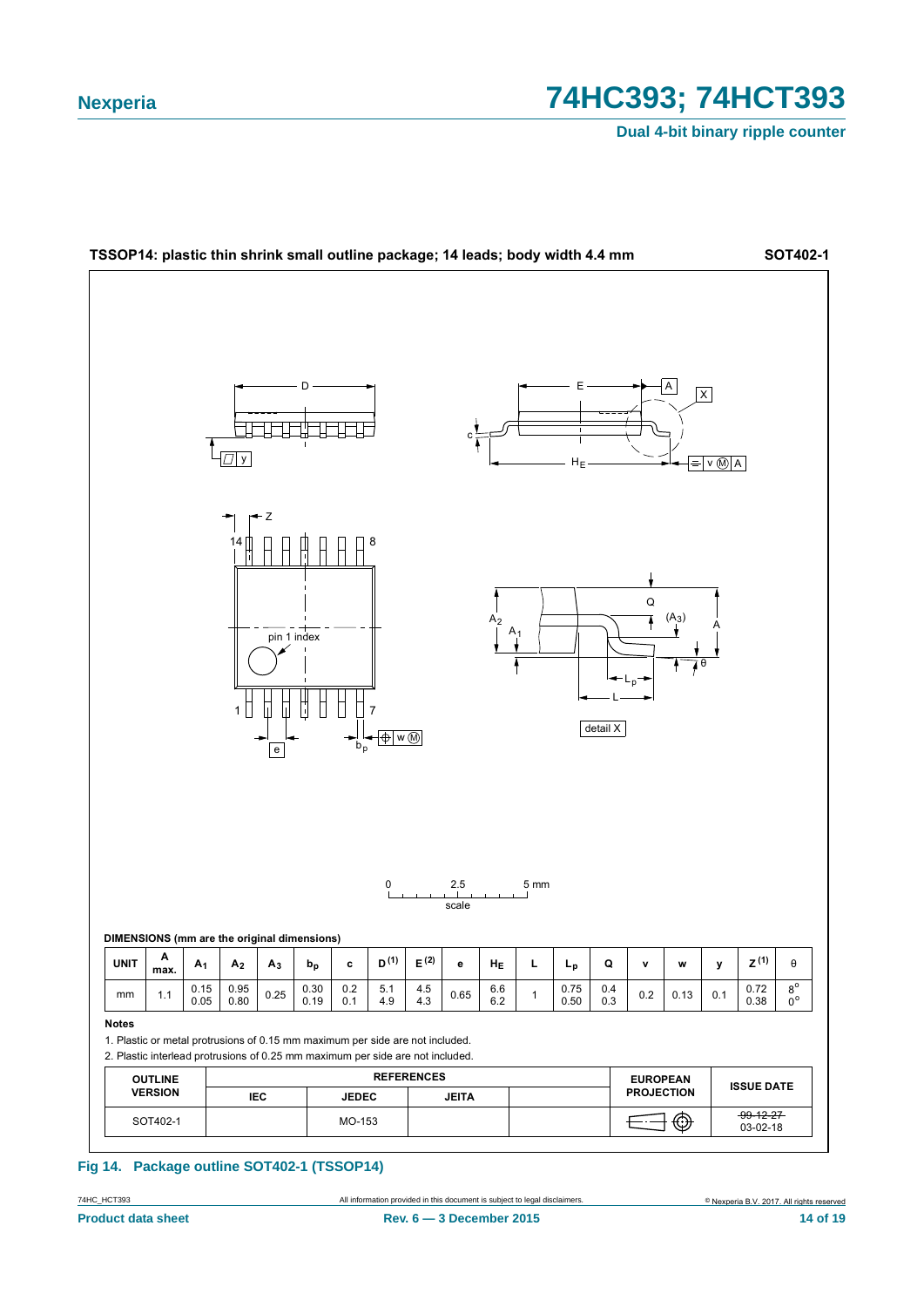**TSSOP14: plastic thin shrink small outline package; 14 leads; body width 4.4 mm** **SOT402-1**

**DIMENSIONS (mm are the original dimensions)**

| UNIT | A max. | $A_1$ | $A_2$ | $A_3$ | $b_p$ | c | D [(1)] | E [(2)] | e | $H_E$ | L | $L_p$ | Q | v | w | y | Z [(1)] | θ |
|---|---|---|---|---|---|---|---|---|---|---|---|---|---|---|---|---|---|---|
| mm | 1.1 | 0.15<br>0.05 | 0.95<br>0.80 | 0.25 | 0.30<br>0.19 | 0.2<br>0.1 | 5.1<br>4.9 | 4.5<br>4.3 | 0.65 | 6.6<br>6.2 | 1 | 0.75<br>0.50 | 0.4<br>0.3 | 0.2 | 0.13 | 0.1 | 0.72<br>0.38 | 8°<br>0° |

**Notes**

1. Plastic or metal protrusions of 0.15 mm maximum per side are not included.
2. Plastic interlead protrusions of 0.25 mm maximum per side are not included.

| OUTLINE VERSION | REFERENCES | | | | EUROPEAN PROJECTION | ISSUE DATE |
|---|---|---|---|---|---|---|
| | IEC | JEDEC | JEITA | | | |
| SOT402-1 | | MO-153 | | | | ~~99-12-27~~<br>03-02-18 |

**Fig 14. Package outline SOT402-1 (TSSOP14)**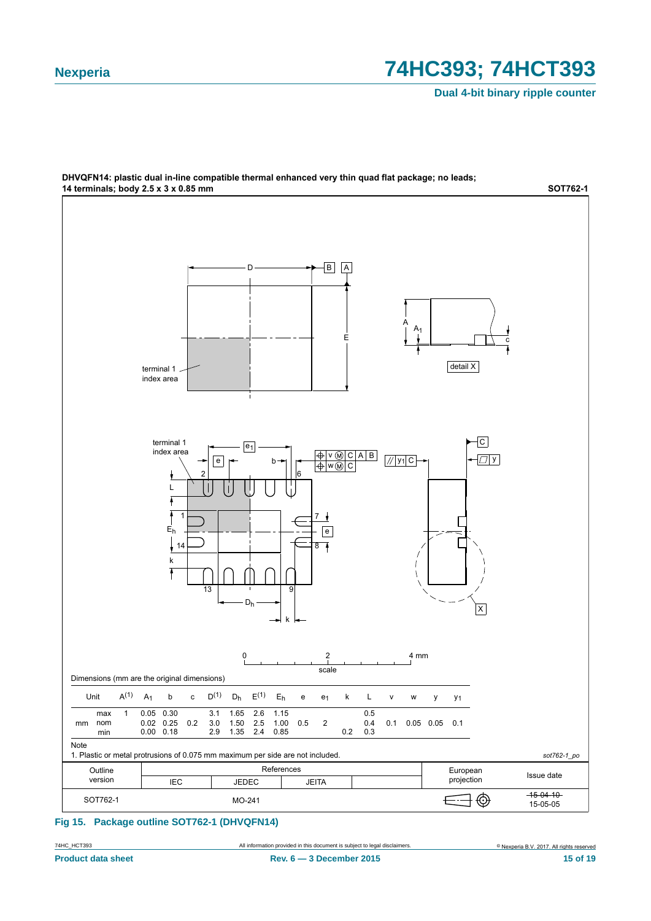**DHVQFN14: plastic dual in-line compatible thermal enhanced very thin quad flat package; no leads; 14 terminals; body 2.5 x 3 x 0.85 mm** **SOT762-1**

Dimensions (mm are the original dimensions)

| Unit | | $A^{(1)}$ | $A_1$ | b | c | $D^{(1)}$ | $D_h$ | $E^{(1)}$ | $E_h$ | e | $e_1$ | k | L | v | w | y | $y_1$ |
|---|---|---|---|---|---|---|---|---|---|---|---|---|---|---|---|---|---|
| mm | max | 1 | 0.05 | 0.30 | | 3.1 | 1.65 | 2.6 | 1.15 | | | | 0.5 | | | | |
| | nom | | 0.02 | 0.25 | 0.2 | 3.0 | 1.50 | 2.5 | 1.00 | 0.5 | 2 | | 0.4 | 0.1 | 0.05 | 0.05 | 0.1 |
| | min | | 0.00 | 0.18 | | 2.9 | 1.35 | 2.4 | 0.85 | | | 0.2 | 0.3 | | | | |

Note

1. Plastic or metal protrusions of 0.075 mm maximum per side are not included.

*sot762-1_po*

| Outline version | References | | | | European projection | Issue date |
|---|---|---|---|---|---|---|
| | IEC | JEDEC | JEITA | | | |
| SOT762-1 | | MO-241 | | | | ~~15-04-10~~ 15-05-05 |

**Fig 15. Package outline SOT762-1 (DHVQFN14)**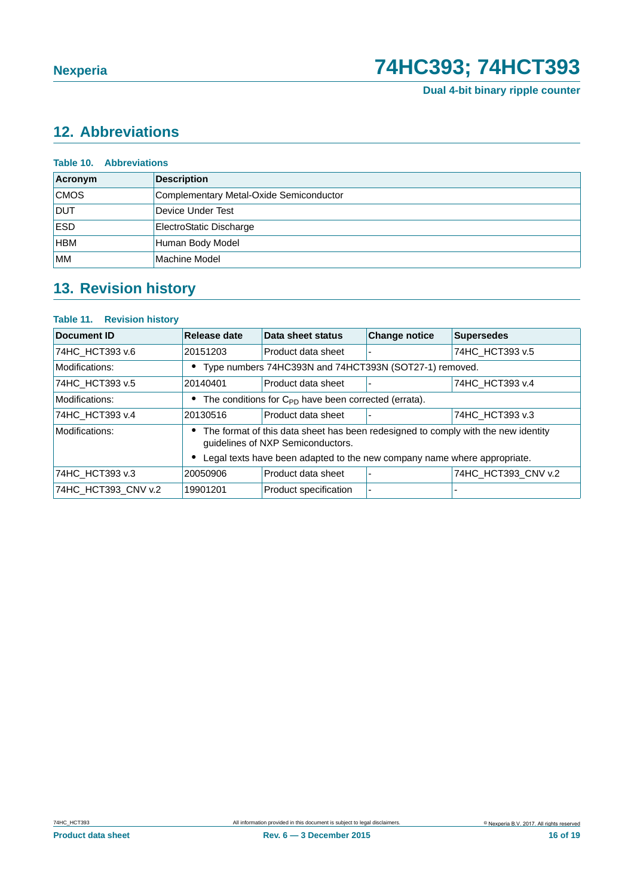## 12. Abbreviations

**Table 10. Abbreviations**

| Acronym | Description |
|---|---|
| CMOS | Complementary Metal-Oxide Semiconductor |
| DUT | Device Under Test |
| ESD | ElectroStatic Discharge |
| HBM | Human Body Model |
| MM | Machine Model |

## 13. Revision history

**Table 11. Revision history**

| Document ID | Release date | Data sheet status | Change notice | Supersedes |
|---|---|---|---|---|
| 74HC_HCT393 v.6 | 20151203 | Product data sheet | - | 74HC_HCT393 v.5 |
| Modifications: | • Type numbers 74HC393N and 74HCT393N (SOT27-1) removed. | | | |
| 74HC_HCT393 v.5 | 20140401 | Product data sheet | - | 74HC_HCT393 v.4 |
| Modifications: | • The conditions for $C_{PD}$ have been corrected (errata). | | | |
| 74HC_HCT393 v.4 | 20130516 | Product data sheet | - | 74HC_HCT393 v.3 |
| Modifications: | • The format of this data sheet has been redesigned to comply with the new identity guidelines of NXP Semiconductors. • Legal texts have been adapted to the new company name where appropriate. | | | |
| 74HC_HCT393 v.3 | 20050906 | Product data sheet | - | 74HC_HCT393_CNV v.2 |
| 74HC_HCT393_CNV v.2 | 19901201 | Product specification | - | - |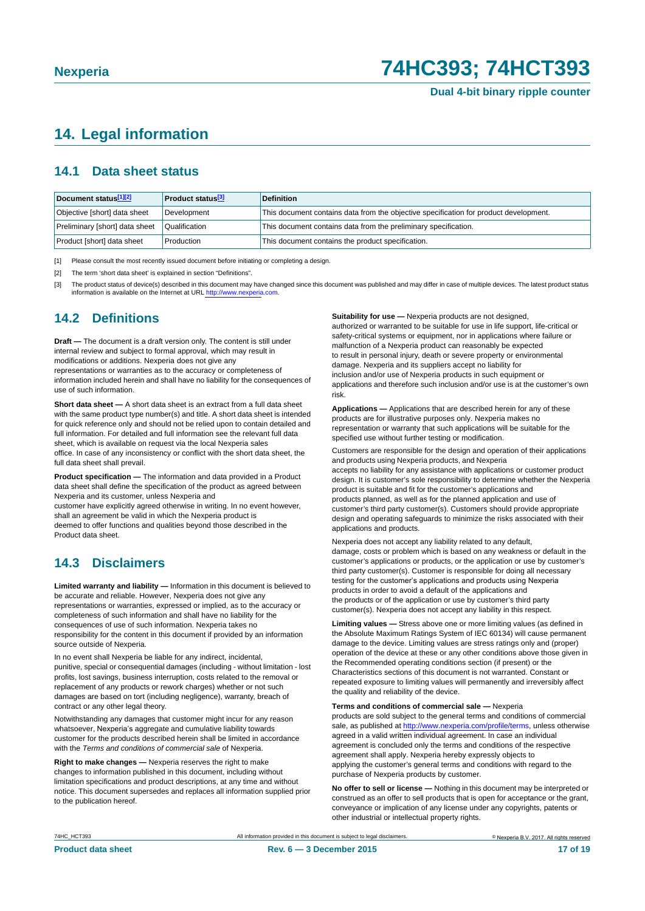# 14. Legal information

## 14.1 Data sheet status

| Document status[1][2] | Product status[3] | Definition |
|---|---|---|
| Objective [short] data sheet | Development | This document contains data from the objective specification for product development. |
| Preliminary [short] data sheet | Qualification | This document contains data from the preliminary specification. |
| Product [short] data sheet | Production | This document contains the product specification. |

[1] Please consult the most recently issued document before initiating or completing a design.

[2] The term 'short data sheet' is explained in section "Definitions".

[3] The product status of device(s) described in this document may have changed since this document was published and may differ in case of multiple devices. The latest product status information is available on the Internet at URL http://www.nexperia.com.

## 14.2 Definitions

**Draft —** The document is a draft version only. The content is still under internal review and subject to formal approval, which may result in modifications or additions. Nexperia does not give any representations or warranties as to the accuracy or completeness of information included herein and shall have no liability for the consequences of use of such information.

**Short data sheet —** A short data sheet is an extract from a full data sheet with the same product type number(s) and title. A short data sheet is intended for quick reference only and should not be relied upon to contain detailed and full information. For detailed and full information see the relevant full data sheet, which is available on request via the local Nexperia sales office. In case of any inconsistency or conflict with the short data sheet, the full data sheet shall prevail.

**Product specification —** The information and data provided in a Product data sheet shall define the specification of the product as agreed between Nexperia and its customer, unless Nexperia and customer have explicitly agreed otherwise in writing. In no event however, shall an agreement be valid in which the Nexperia product is deemed to offer functions and qualities beyond those described in the Product data sheet.

## 14.3 Disclaimers

**Limited warranty and liability —** Information in this document is believed to be accurate and reliable. However, Nexperia does not give any representations or warranties, expressed or implied, as to the accuracy or completeness of such information and shall have no liability for the consequences of use of such information. Nexperia takes no responsibility for the content in this document if provided by an information source outside of Nexperia.

In no event shall Nexperia be liable for any indirect, incidental, punitive, special or consequential damages (including - without limitation - lost profits, lost savings, business interruption, costs related to the removal or replacement of any products or rework charges) whether or not such damages are based on tort (including negligence), warranty, breach of contract or any other legal theory.

Notwithstanding any damages that customer might incur for any reason whatsoever, Nexperia's aggregate and cumulative liability towards customer for the products described herein shall be limited in accordance with the *Terms and conditions of commercial sale* of Nexperia.

**Right to make changes —** Nexperia reserves the right to make changes to information published in this document, including without limitation specifications and product descriptions, at any time and without notice. This document supersedes and replaces all information supplied prior to the publication hereof.

**Suitability for use —** Nexperia products are not designed, authorized or warranted to be suitable for use in life support, life-critical or safety-critical systems or equipment, nor in applications where failure or malfunction of a Nexperia product can reasonably be expected to result in personal injury, death or severe property or environmental damage. Nexperia and its suppliers accept no liability for inclusion and/or use of Nexperia products in such equipment or applications and therefore such inclusion and/or use is at the customer's own risk.

**Applications —** Applications that are described herein for any of these products are for illustrative purposes only. Nexperia makes no representation or warranty that such applications will be suitable for the specified use without further testing or modification.

Customers are responsible for the design and operation of their applications and products using Nexperia products, and Nexperia accepts no liability for any assistance with applications or customer product design. It is customer's sole responsibility to determine whether the Nexperia product is suitable and fit for the customer's applications and products planned, as well as for the planned application and use of customer's third party customer(s). Customers should provide appropriate design and operating safeguards to minimize the risks associated with their applications and products.

Nexperia does not accept any liability related to any default, damage, costs or problem which is based on any weakness or default in the customer's applications or products, or the application or use by customer's third party customer(s). Customer is responsible for doing all necessary testing for the customer's applications and products using Nexperia products in order to avoid a default of the applications and the products or of the application or use by customer's third party customer(s). Nexperia does not accept any liability in this respect.

**Limiting values —** Stress above one or more limiting values (as defined in the Absolute Maximum Ratings System of IEC 60134) will cause permanent damage to the device. Limiting values are stress ratings only and (proper) operation of the device at these or any other conditions above those given in the Recommended operating conditions section (if present) or the Characteristics sections of this document is not warranted. Constant or repeated exposure to limiting values will permanently and irreversibly affect the quality and reliability of the device.

**Terms and conditions of commercial sale —** Nexperia products are sold subject to the general terms and conditions of commercial sale, as published at http://www.nexperia.com/profile/terms, unless otherwise agreed in a valid written individual agreement. In case an individual agreement is concluded only the terms and conditions of the respective agreement shall apply. Nexperia hereby expressly objects to applying the customer's general terms and conditions with regard to the purchase of Nexperia products by customer.

**No offer to sell or license —** Nothing in this document may be interpreted or construed as an offer to sell products that is open for acceptance or the grant, conveyance or implication of any license under any copyrights, patents or other industrial or intellectual property rights.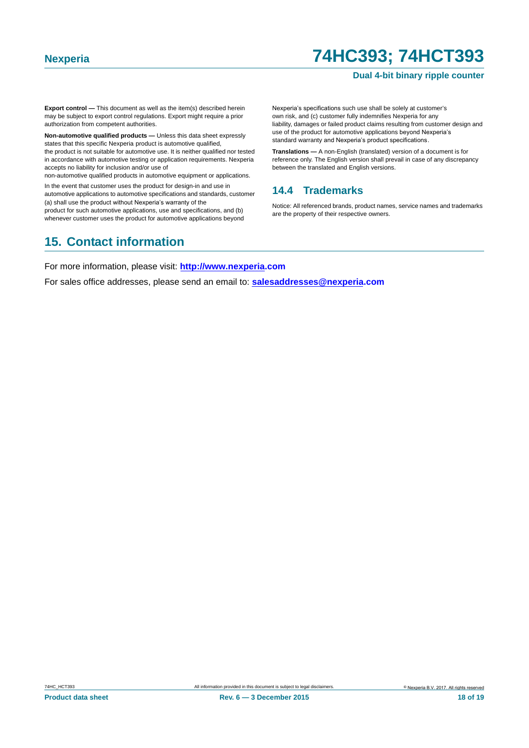**Export control —** This document as well as the item(s) described herein may be subject to export control regulations. Export might require a prior authorization from competent authorities.

**Non-automotive qualified products —** Unless this data sheet expressly states that this specific Nexperia product is automotive qualified, the product is not suitable for automotive use. It is neither qualified nor tested in accordance with automotive testing or application requirements. Nexperia accepts no liability for inclusion and/or use of non-automotive qualified products in automotive equipment or applications.

In the event that customer uses the product for design-in and use in automotive applications to automotive specifications and standards, customer (a) shall use the product without Nexperia's warranty of the product for such automotive applications, use and specifications, and (b) whenever customer uses the product for automotive applications beyond Nexperia's specifications such use shall be solely at customer's own risk, and (c) customer fully indemnifies Nexperia for any liability, damages or failed product claims resulting from customer design and use of the product for automotive applications beyond Nexperia's standard warranty and Nexperia's product specifications.

**Translations —** A non-English (translated) version of a document is for reference only. The English version shall prevail in case of any discrepancy between the translated and English versions.

### 14.4 Trademarks

Notice: All referenced brands, product names, service names and trademarks are the property of their respective owners.

## 15. Contact information

For more information, please visit: **http://www.nexperia.com**

For sales office addresses, please send an email to: **salesaddresses@nexperia.com**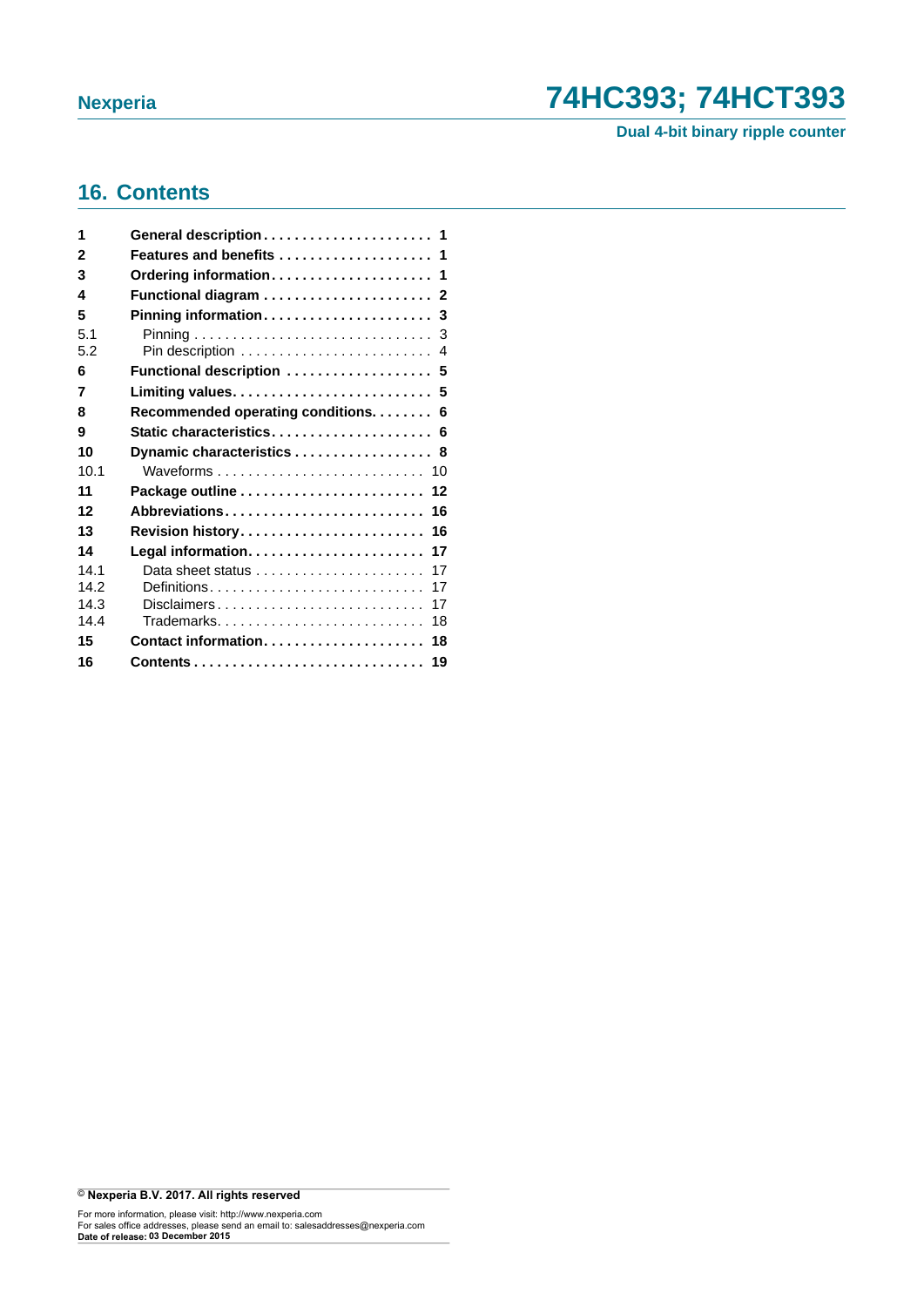## 16. Contents

| | | |
|---|---|---|
| **1** | **General description** | **1** |
| **2** | **Features and benefits** | **1** |
| **3** | **Ordering information** | **1** |
| **4** | **Functional diagram** | **2** |
| **5** | **Pinning information** | **3** |
| 5.1 | Pinning | 3 |
| 5.2 | Pin description | 4 |
| **6** | **Functional description** | **5** |
| **7** | **Limiting values** | **5** |
| **8** | **Recommended operating conditions** | **6** |
| **9** | **Static characteristics** | **6** |
| **10** | **Dynamic characteristics** | **8** |
| 10.1 | Waveforms | 10 |
| **11** | **Package outline** | **12** |
| **12** | **Abbreviations** | **16** |
| **13** | **Revision history** | **16** |
| **14** | **Legal information** | **17** |
| 14.1 | Data sheet status | 17 |
| 14.2 | Definitions | 17 |
| 14.3 | Disclaimers | 17 |
| 14.4 | Trademarks | 18 |
| **15** | **Contact information** | **18** |
| **16** | **Contents** | **19** |

**© Nexperia B.V. 2017. All rights reserved**

For more information, please visit: http://www.nexperia.com
For sales office addresses, please send an email to: salesaddresses@nexperia.com
**Date of release: 03 December 2015**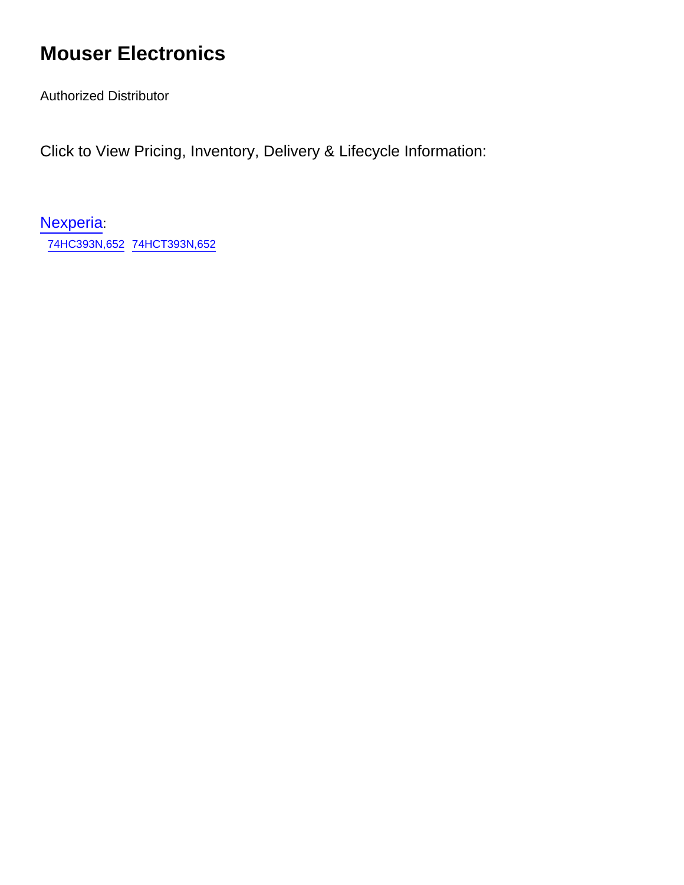# Mouser Electronics

Authorized Distributor

Click to View Pricing, Inventory, Delivery & Lifecycle Information:

Nexperia:

74HC393N,652 74HCT393N,652